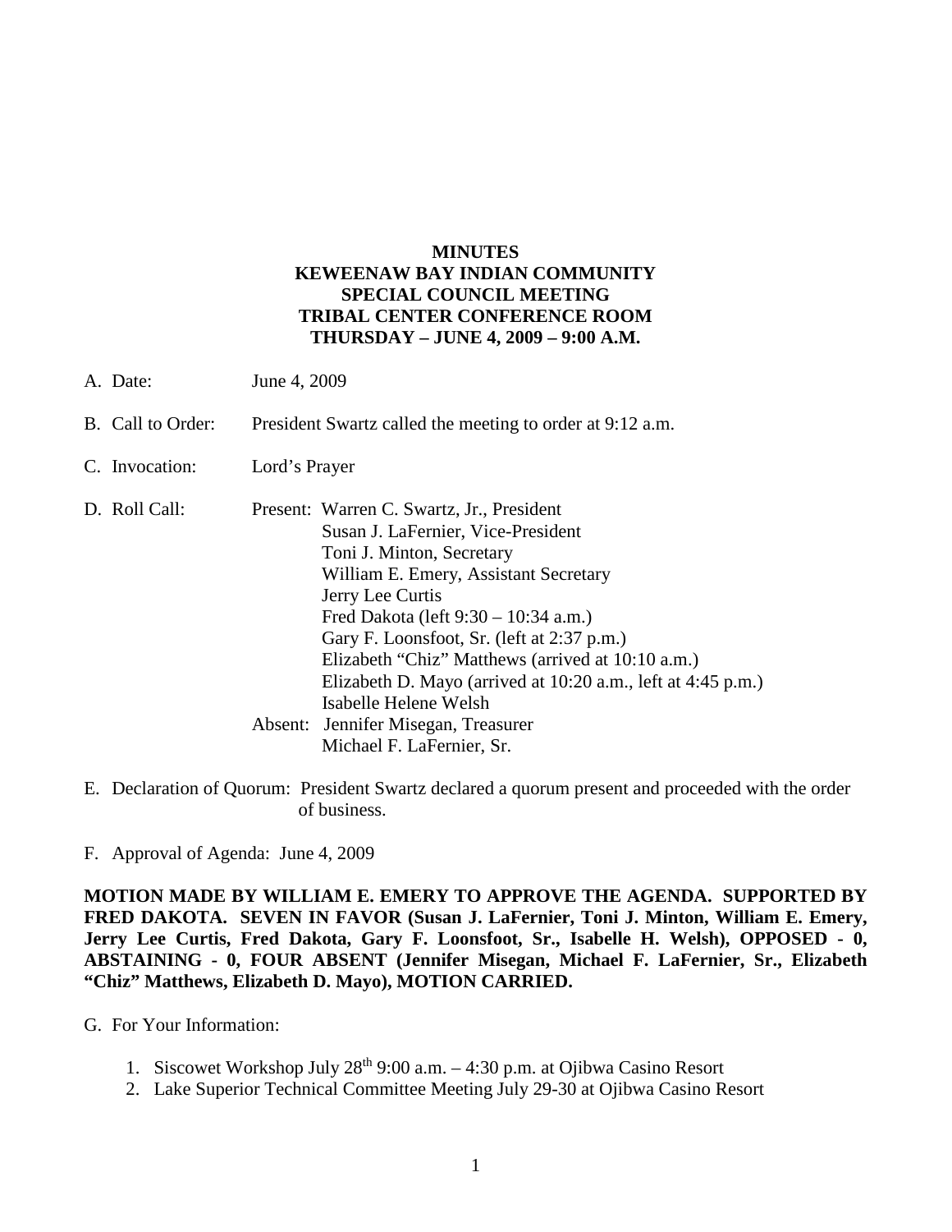# MINUTES
## KEWEENAW BAY INDIAN COMMUNITY
## SPECIAL COUNCIL MEETING
## TRIBAL CENTER CONFERENCE ROOM
## THURSDAY – JUNE 4, 2009 – 9:00 A.M.

A. Date: June 4, 2009

B. Call to Order: President Swartz called the meeting to order at 9:12 a.m.

C. Invocation: Lord's Prayer

D. Roll Call:

Present:
- Warren C. Swartz, Jr., President
- Susan J. LaFernier, Vice-President
- Toni J. Minton, Secretary
- William E. Emery, Assistant Secretary
- Jerry Lee Curtis
- Fred Dakota (left 9:30 – 10:34 a.m.)
- Gary F. Loonsfoot, Sr. (left at 2:37 p.m.)
- Elizabeth "Chiz" Matthews (arrived at 10:10 a.m.)
- Elizabeth D. Mayo (arrived at 10:20 a.m., left at 4:45 p.m.)
- Isabelle Helene Welsh

Absent:
- Jennifer Misegan, Treasurer
- Michael F. LaFernier, Sr.

E. Declaration of Quorum: President Swartz declared a quorum present and proceeded with the order of business.

F. Approval of Agenda: June 4, 2009

**MOTION MADE BY WILLIAM E. EMERY TO APPROVE THE AGENDA. SUPPORTED BY FRED DAKOTA. SEVEN IN FAVOR (Susan J. LaFernier, Toni J. Minton, William E. Emery, Jerry Lee Curtis, Fred Dakota, Gary F. Loonsfoot, Sr., Isabelle H. Welsh), OPPOSED - 0, ABSTAINING - 0, FOUR ABSENT (Jennifer Misegan, Michael F. LaFernier, Sr., Elizabeth "Chiz" Matthews, Elizabeth D. Mayo), MOTION CARRIED.**

G. For Your Information:

1. Siscowet Workshop July 28th 9:00 a.m. – 4:30 p.m. at Ojibwa Casino Resort
2. Lake Superior Technical Committee Meeting July 29-30 at Ojibwa Casino Resort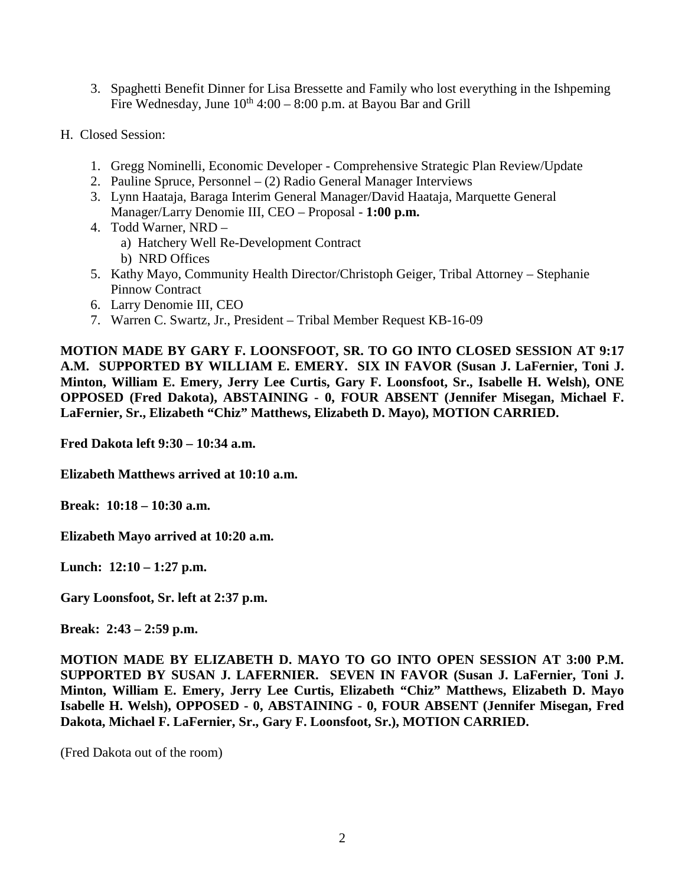3. Spaghetti Benefit Dinner for Lisa Bressette and Family who lost everything in the Ishpeming Fire Wednesday, June 10th 4:00 – 8:00 p.m. at Bayou Bar and Grill

H. Closed Session:

1. Gregg Nominelli, Economic Developer - Comprehensive Strategic Plan Review/Update
2. Pauline Spruce, Personnel – (2) Radio General Manager Interviews
3. Lynn Haataja, Baraga Interim General Manager/David Haataja, Marquette General Manager/Larry Denomie III, CEO – Proposal - **1:00 p.m.**
4. Todd Warner, NRD –
   a) Hatchery Well Re-Development Contract
   b) NRD Offices
5. Kathy Mayo, Community Health Director/Christoph Geiger, Tribal Attorney – Stephanie Pinnow Contract
6. Larry Denomie III, CEO
7. Warren C. Swartz, Jr., President – Tribal Member Request KB-16-09

**MOTION MADE BY GARY F. LOONSFOOT, SR. TO GO INTO CLOSED SESSION AT 9:17 A.M. SUPPORTED BY WILLIAM E. EMERY. SIX IN FAVOR (Susan J. LaFernier, Toni J. Minton, William E. Emery, Jerry Lee Curtis, Gary F. Loonsfoot, Sr., Isabelle H. Welsh), ONE OPPOSED (Fred Dakota), ABSTAINING - 0, FOUR ABSENT (Jennifer Misegan, Michael F. LaFernier, Sr., Elizabeth "Chiz" Matthews, Elizabeth D. Mayo), MOTION CARRIED.**

**Fred Dakota left 9:30 – 10:34 a.m.**

**Elizabeth Matthews arrived at 10:10 a.m.**

**Break: 10:18 – 10:30 a.m.**

**Elizabeth Mayo arrived at 10:20 a.m.**

**Lunch: 12:10 – 1:27 p.m.**

**Gary Loonsfoot, Sr. left at 2:37 p.m.**

**Break: 2:43 – 2:59 p.m.**

**MOTION MADE BY ELIZABETH D. MAYO TO GO INTO OPEN SESSION AT 3:00 P.M. SUPPORTED BY SUSAN J. LAFERNIER. SEVEN IN FAVOR (Susan J. LaFernier, Toni J. Minton, William E. Emery, Jerry Lee Curtis, Elizabeth "Chiz" Matthews, Elizabeth D. Mayo Isabelle H. Welsh), OPPOSED - 0, ABSTAINING - 0, FOUR ABSENT (Jennifer Misegan, Fred Dakota, Michael F. LaFernier, Sr., Gary F. Loonsfoot, Sr.), MOTION CARRIED.**

(Fred Dakota out of the room)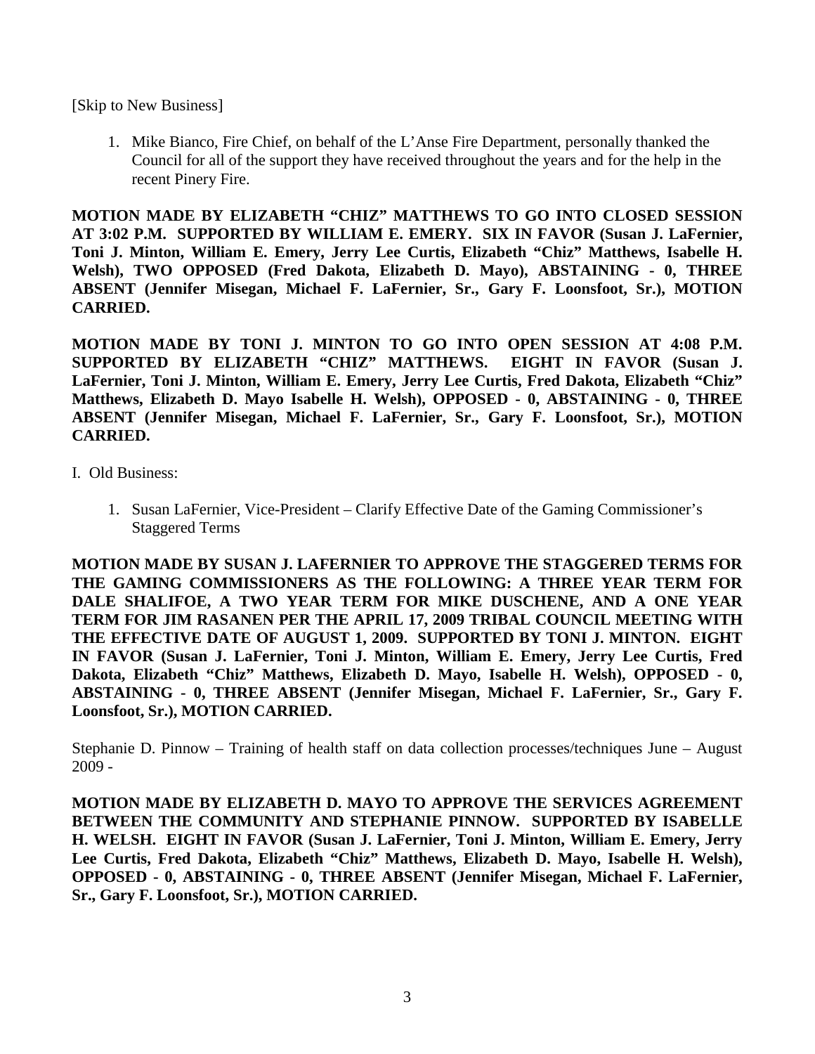[Skip to New Business]

1. Mike Bianco, Fire Chief, on behalf of the L'Anse Fire Department, personally thanked the Council for all of the support they have received throughout the years and for the help in the recent Pinery Fire.

**MOTION MADE BY ELIZABETH "CHIZ" MATTHEWS TO GO INTO CLOSED SESSION AT 3:02 P.M. SUPPORTED BY WILLIAM E. EMERY. SIX IN FAVOR (Susan J. LaFernier, Toni J. Minton, William E. Emery, Jerry Lee Curtis, Elizabeth "Chiz" Matthews, Isabelle H. Welsh), TWO OPPOSED (Fred Dakota, Elizabeth D. Mayo), ABSTAINING - 0, THREE ABSENT (Jennifer Misegan, Michael F. LaFernier, Sr., Gary F. Loonsfoot, Sr.), MOTION CARRIED.**

**MOTION MADE BY TONI J. MINTON TO GO INTO OPEN SESSION AT 4:08 P.M. SUPPORTED BY ELIZABETH "CHIZ" MATTHEWS. EIGHT IN FAVOR (Susan J. LaFernier, Toni J. Minton, William E. Emery, Jerry Lee Curtis, Fred Dakota, Elizabeth "Chiz" Matthews, Elizabeth D. Mayo Isabelle H. Welsh), OPPOSED - 0, ABSTAINING - 0, THREE ABSENT (Jennifer Misegan, Michael F. LaFernier, Sr., Gary F. Loonsfoot, Sr.), MOTION CARRIED.**

I. Old Business:

1. Susan LaFernier, Vice-President – Clarify Effective Date of the Gaming Commissioner's Staggered Terms

**MOTION MADE BY SUSAN J. LAFERNIER TO APPROVE THE STAGGERED TERMS FOR THE GAMING COMMISSIONERS AS THE FOLLOWING: A THREE YEAR TERM FOR DALE SHALIFOE, A TWO YEAR TERM FOR MIKE DUSCHENE, AND A ONE YEAR TERM FOR JIM RASANEN PER THE APRIL 17, 2009 TRIBAL COUNCIL MEETING WITH THE EFFECTIVE DATE OF AUGUST 1, 2009. SUPPORTED BY TONI J. MINTON. EIGHT IN FAVOR (Susan J. LaFernier, Toni J. Minton, William E. Emery, Jerry Lee Curtis, Fred Dakota, Elizabeth "Chiz" Matthews, Elizabeth D. Mayo, Isabelle H. Welsh), OPPOSED - 0, ABSTAINING - 0, THREE ABSENT (Jennifer Misegan, Michael F. LaFernier, Sr., Gary F. Loonsfoot, Sr.), MOTION CARRIED.**

Stephanie D. Pinnow – Training of health staff on data collection processes/techniques June – August 2009 -

**MOTION MADE BY ELIZABETH D. MAYO TO APPROVE THE SERVICES AGREEMENT BETWEEN THE COMMUNITY AND STEPHANIE PINNOW. SUPPORTED BY ISABELLE H. WELSH. EIGHT IN FAVOR (Susan J. LaFernier, Toni J. Minton, William E. Emery, Jerry Lee Curtis, Fred Dakota, Elizabeth "Chiz" Matthews, Elizabeth D. Mayo, Isabelle H. Welsh), OPPOSED - 0, ABSTAINING - 0, THREE ABSENT (Jennifer Misegan, Michael F. LaFernier, Sr., Gary F. Loonsfoot, Sr.), MOTION CARRIED.**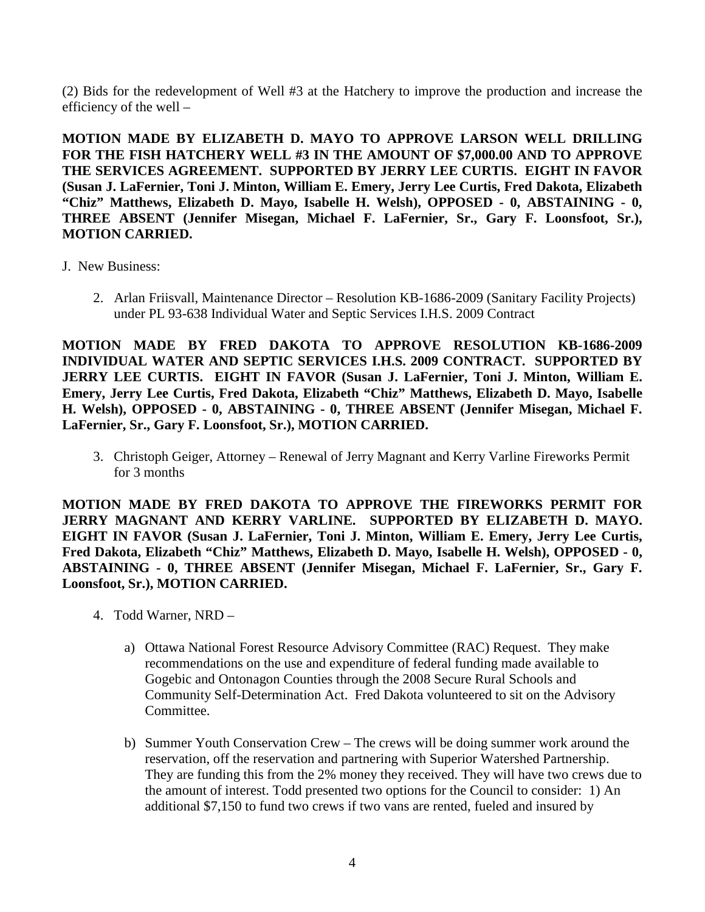(2) Bids for the redevelopment of Well #3 at the Hatchery to improve the production and increase the efficiency of the well –

**MOTION MADE BY ELIZABETH D. MAYO TO APPROVE LARSON WELL DRILLING FOR THE FISH HATCHERY WELL #3 IN THE AMOUNT OF $7,000.00 AND TO APPROVE THE SERVICES AGREEMENT. SUPPORTED BY JERRY LEE CURTIS. EIGHT IN FAVOR (Susan J. LaFernier, Toni J. Minton, William E. Emery, Jerry Lee Curtis, Fred Dakota, Elizabeth "Chiz" Matthews, Elizabeth D. Mayo, Isabelle H. Welsh), OPPOSED - 0, ABSTAINING - 0, THREE ABSENT (Jennifer Misegan, Michael F. LaFernier, Sr., Gary F. Loonsfoot, Sr.), MOTION CARRIED.**

J. New Business:

2. Arlan Friisvall, Maintenance Director – Resolution KB-1686-2009 (Sanitary Facility Projects) under PL 93-638 Individual Water and Septic Services I.H.S. 2009 Contract

**MOTION MADE BY FRED DAKOTA TO APPROVE RESOLUTION KB-1686-2009 INDIVIDUAL WATER AND SEPTIC SERVICES I.H.S. 2009 CONTRACT. SUPPORTED BY JERRY LEE CURTIS. EIGHT IN FAVOR (Susan J. LaFernier, Toni J. Minton, William E. Emery, Jerry Lee Curtis, Fred Dakota, Elizabeth "Chiz" Matthews, Elizabeth D. Mayo, Isabelle H. Welsh), OPPOSED - 0, ABSTAINING - 0, THREE ABSENT (Jennifer Misegan, Michael F. LaFernier, Sr., Gary F. Loonsfoot, Sr.), MOTION CARRIED.**

3. Christoph Geiger, Attorney – Renewal of Jerry Magnant and Kerry Varline Fireworks Permit for 3 months

**MOTION MADE BY FRED DAKOTA TO APPROVE THE FIREWORKS PERMIT FOR JERRY MAGNANT AND KERRY VARLINE. SUPPORTED BY ELIZABETH D. MAYO. EIGHT IN FAVOR (Susan J. LaFernier, Toni J. Minton, William E. Emery, Jerry Lee Curtis, Fred Dakota, Elizabeth "Chiz" Matthews, Elizabeth D. Mayo, Isabelle H. Welsh), OPPOSED - 0, ABSTAINING - 0, THREE ABSENT (Jennifer Misegan, Michael F. LaFernier, Sr., Gary F. Loonsfoot, Sr.), MOTION CARRIED.**

4. Todd Warner, NRD –

   a) Ottawa National Forest Resource Advisory Committee (RAC) Request. They make recommendations on the use and expenditure of federal funding made available to Gogebic and Ontonagon Counties through the 2008 Secure Rural Schools and Community Self-Determination Act. Fred Dakota volunteered to sit on the Advisory Committee.

   b) Summer Youth Conservation Crew – The crews will be doing summer work around the reservation, off the reservation and partnering with Superior Watershed Partnership. They are funding this from the 2% money they received. They will have two crews due to the amount of interest. Todd presented two options for the Council to consider: 1) An additional $7,150 to fund two crews if two vans are rented, fueled and insured by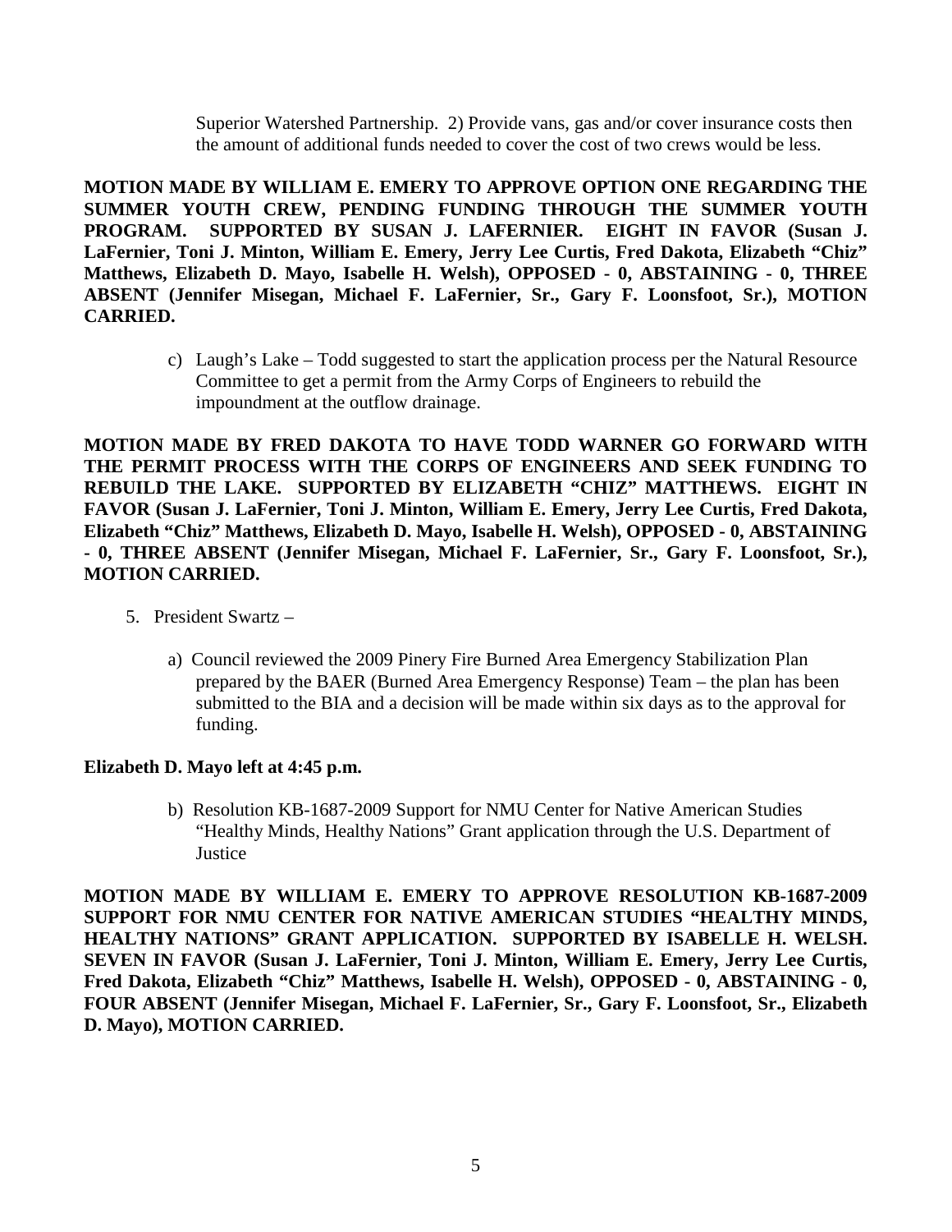Superior Watershed Partnership. 2) Provide vans, gas and/or cover insurance costs then the amount of additional funds needed to cover the cost of two crews would be less.

**MOTION MADE BY WILLIAM E. EMERY TO APPROVE OPTION ONE REGARDING THE SUMMER YOUTH CREW, PENDING FUNDING THROUGH THE SUMMER YOUTH PROGRAM. SUPPORTED BY SUSAN J. LAFERNIER. EIGHT IN FAVOR (Susan J. LaFernier, Toni J. Minton, William E. Emery, Jerry Lee Curtis, Fred Dakota, Elizabeth "Chiz" Matthews, Elizabeth D. Mayo, Isabelle H. Welsh), OPPOSED - 0, ABSTAINING - 0, THREE ABSENT (Jennifer Misegan, Michael F. LaFernier, Sr., Gary F. Loonsfoot, Sr.), MOTION CARRIED.**

c) Laugh's Lake – Todd suggested to start the application process per the Natural Resource Committee to get a permit from the Army Corps of Engineers to rebuild the impoundment at the outflow drainage.

**MOTION MADE BY FRED DAKOTA TO HAVE TODD WARNER GO FORWARD WITH THE PERMIT PROCESS WITH THE CORPS OF ENGINEERS AND SEEK FUNDING TO REBUILD THE LAKE. SUPPORTED BY ELIZABETH "CHIZ" MATTHEWS. EIGHT IN FAVOR (Susan J. LaFernier, Toni J. Minton, William E. Emery, Jerry Lee Curtis, Fred Dakota, Elizabeth "Chiz" Matthews, Elizabeth D. Mayo, Isabelle H. Welsh), OPPOSED - 0, ABSTAINING - 0, THREE ABSENT (Jennifer Misegan, Michael F. LaFernier, Sr., Gary F. Loonsfoot, Sr.), MOTION CARRIED.**

5. President Swartz –

   a) Council reviewed the 2009 Pinery Fire Burned Area Emergency Stabilization Plan prepared by the BAER (Burned Area Emergency Response) Team – the plan has been submitted to the BIA and a decision will be made within six days as to the approval for funding.

**Elizabeth D. Mayo left at 4:45 p.m.**

   b) Resolution KB-1687-2009 Support for NMU Center for Native American Studies "Healthy Minds, Healthy Nations" Grant application through the U.S. Department of Justice

**MOTION MADE BY WILLIAM E. EMERY TO APPROVE RESOLUTION KB-1687-2009 SUPPORT FOR NMU CENTER FOR NATIVE AMERICAN STUDIES "HEALTHY MINDS, HEALTHY NATIONS" GRANT APPLICATION. SUPPORTED BY ISABELLE H. WELSH. SEVEN IN FAVOR (Susan J. LaFernier, Toni J. Minton, William E. Emery, Jerry Lee Curtis, Fred Dakota, Elizabeth "Chiz" Matthews, Isabelle H. Welsh), OPPOSED - 0, ABSTAINING - 0, FOUR ABSENT (Jennifer Misegan, Michael F. LaFernier, Sr., Gary F. Loonsfoot, Sr., Elizabeth D. Mayo), MOTION CARRIED.**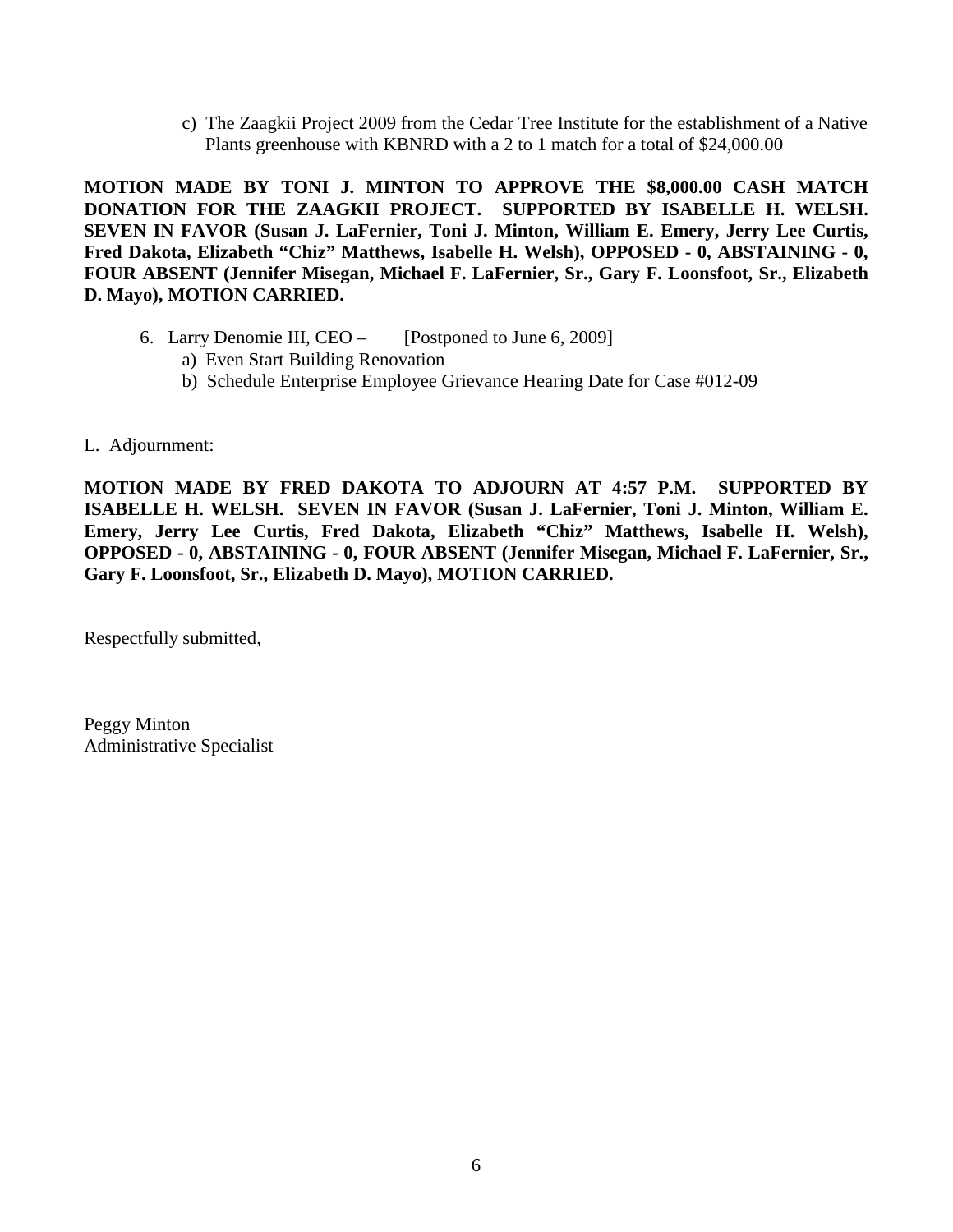c) The Zaagkii Project 2009 from the Cedar Tree Institute for the establishment of a Native Plants greenhouse with KBNRD with a 2 to 1 match for a total of $24,000.00

**MOTION MADE BY TONI J. MINTON TO APPROVE THE $8,000.00 CASH MATCH DONATION FOR THE ZAAGKII PROJECT. SUPPORTED BY ISABELLE H. WELSH. SEVEN IN FAVOR (Susan J. LaFernier, Toni J. Minton, William E. Emery, Jerry Lee Curtis, Fred Dakota, Elizabeth "Chiz" Matthews, Isabelle H. Welsh), OPPOSED - 0, ABSTAINING - 0, FOUR ABSENT (Jennifer Misegan, Michael F. LaFernier, Sr., Gary F. Loonsfoot, Sr., Elizabeth D. Mayo), MOTION CARRIED.**

6. Larry Denomie III, CEO – [Postponed to June 6, 2009]
   a) Even Start Building Renovation
   b) Schedule Enterprise Employee Grievance Hearing Date for Case #012-09

L. Adjournment:

**MOTION MADE BY FRED DAKOTA TO ADJOURN AT 4:57 P.M. SUPPORTED BY ISABELLE H. WELSH. SEVEN IN FAVOR (Susan J. LaFernier, Toni J. Minton, William E. Emery, Jerry Lee Curtis, Fred Dakota, Elizabeth "Chiz" Matthews, Isabelle H. Welsh), OPPOSED - 0, ABSTAINING - 0, FOUR ABSENT (Jennifer Misegan, Michael F. LaFernier, Sr., Gary F. Loonsfoot, Sr., Elizabeth D. Mayo), MOTION CARRIED.**

Respectfully submitted,

Peggy Minton
Administrative Specialist